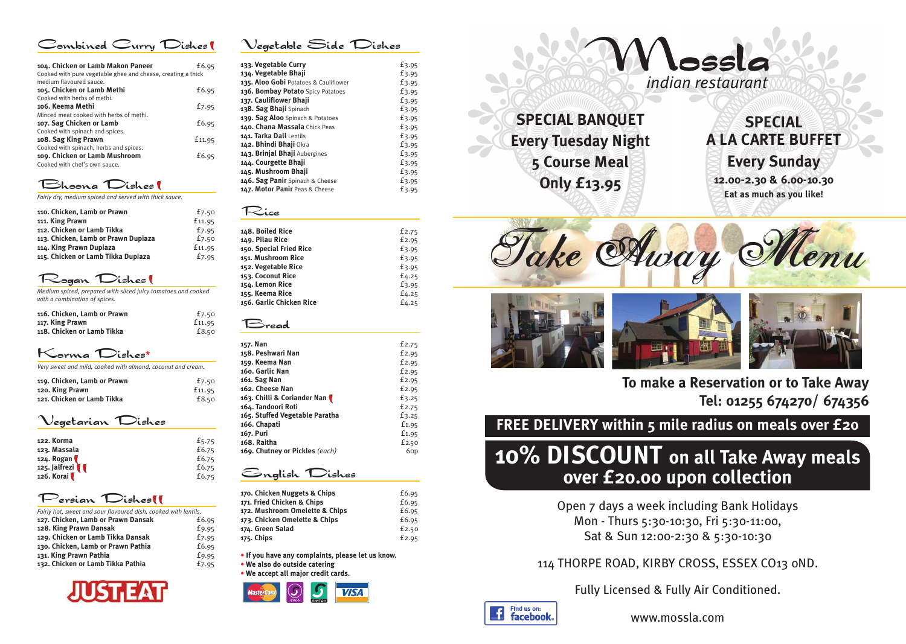## Combined Curry Dishes

| Dish | Price |
|---|---|
| **104. Chicken or Lamb Makon Paneer** | £6.95 |
| Cooked with pure vegetable ghee and cheese, creating a thick medium flavoured sauce. | |
| **105. Chicken or Lamb Methi** | £6.95 |
| Cooked with herbs of methi. | |
| **106. Keema Methi** | £7.95 |
| Minced meat cooked with herbs of methi. | |
| **107. Sag Chicken or Lamb** | £6.95 |
| Cooked with spinach and spices. | |
| **108. Sag King Prawn** | £11.95 |
| Cooked with spinach, herbs and spices. | |
| **109. Chicken or Lamb Mushroom** | £6.95 |
| Cooked with chef's own sauce. | |

## Bhoona Dishes

*Fairly dry, medium spiced and served with thick sauce.*

| Dish | Price |
|---|---|
| **110. Chicken, Lamb or Prawn** | £7.50 |
| **111. King Prawn** | £11.95 |
| **112. Chicken or Lamb Tikka** | £7.95 |
| **113. Chicken, Lamb or Prawn Dupiaza** | £7.50 |
| **114. King Prawn Dupiaza** | £11.95 |
| **115. Chicken or Lamb Tikka Dupiaza** | £7.95 |

## Rogan Dishes

*Medium spiced, prepared with sliced juicy tomatoes and cooked with a combination of spices.*

| Dish | Price |
|---|---|
| **116. Chicken, Lamb or Prawn** | £7.50 |
| **117. King Prawn** | £11.95 |
| **118. Chicken or Lamb Tikka** | £8.50 |

## Korma Dishes*

*Very sweet and mild, cooked with almond, coconut and cream.*

| Dish | Price |
|---|---|
| **119. Chicken, Lamb or Prawn** | £7.50 |
| **120. King Prawn** | £11.95 |
| **121. Chicken or Lamb Tikka** | £8.50 |

## Vegetarian Dishes

| Dish | Price |
|---|---|
| **122. Korma** | £5.75 |
| **123. Massala** | £6.75 |
| **124. Rogan** | £6.75 |
| **125. Jalfrezi** | £6.75 |
| **126. Korai** | £6.75 |

## Persian Dishes

*Fairly hot, sweet and sour flavoured dish, cooked with lentils.*

| Dish | Price |
|---|---|
| **127. Chicken, Lamb or Prawn Dansak** | £6.95 |
| **128. King Prawn Dansak** | £9.95 |
| **129. Chicken or Lamb Tikka Dansak** | £7.95 |
| **130. Chicken, Lamb or Prawn Pathia** | £6.95 |
| **131. King Prawn Pathia** | £9.95 |
| **132. Chicken or Lamb Tikka Pathia** | £7.95 |

JUST EAT

## Vegetable Side Dishes

| Dish | Price |
|---|---|
| **133. Vegetable Curry** | £3.95 |
| **134. Vegetable Bhaji** | £3.95 |
| **135. Aloo Gobi** Potatoes & Cauliflower | £3.95 |
| **136. Bombay Potato** Spicy Potatoes | £3.95 |
| **137. Cauliflower Bhaji** | £3.95 |
| **138. Sag Bhaji** Spinach | £3.95 |
| **139. Sag Aloo** Spinach & Potatoes | £3.95 |
| **140. Chana Massala** Chick Peas | £3.95 |
| **141. Tarka Dall** Lentils | £3.95 |
| **142. Bhindi Bhaji** Okra | £3.95 |
| **143. Brinjal Bhaji** Aubergines | £3.95 |
| **144. Courgette Bhaji** | £3.95 |
| **145. Mushroom Bhaji** | £3.95 |
| **146. Sag Panir** Spinach & Cheese | £3.95 |
| **147. Motor Panir** Peas & Cheese | £3.95 |

## Rice

| Dish | Price |
|---|---|
| **148. Boiled Rice** | £2.75 |
| **149. Pilau Rice** | £2.95 |
| **150. Special Fried Rice** | £3.95 |
| **151. Mushroom Rice** | £3.95 |
| **152. Vegetable Rice** | £3.95 |
| **153. Coconut Rice** | £4.25 |
| **154. Lemon Rice** | £3.95 |
| **155. Keema Rice** | £4.25 |
| **156. Garlic Chicken Rice** | £4.25 |

## Bread

| Dish | Price |
|---|---|
| **157. Nan** | £2.75 |
| **158. Peshwari Nan** | £2.95 |
| **159. Keema Nan** | £2.95 |
| **160. Garlic Nan** | £2.95 |
| **161. Sag Nan** | £2.95 |
| **162. Cheese Nan** | £2.95 |
| **163. Chilli & Coriander Nan** | £3.25 |
| **164. Tandoori Roti** | £2.75 |
| **165. Stuffed Vegetable Paratha** | £3.25 |
| **166. Chapati** | £1.95 |
| **167. Puri** | £1.95 |
| **168. Raitha** | £2.50 |
| **169. Chutney or Pickles** *(each)* | 60p |

## English Dishes

| Dish | Price |
|---|---|
| **170. Chicken Nuggets & Chips** | £6.95 |
| **171. Fried Chicken & Chips** | £6.95 |
| **172. Mushroom Omelette & Chips** | £6.95 |
| **173. Chicken Omelette & Chips** | £6.95 |
| **174. Green Salad** | £2.50 |
| **175. Chips** | £2.95 |

- **If you have any complaints, please let us know.**
- **We also do outside catering**
- **We accept all major credit cards.**

MasterCard · Solo · Switch · VISA

# Mossla
*indian restaurant*

**SPECIAL BANQUET**
**Every Tuesday Night**
**5 Course Meal**
**Only £13.95**

**SPECIAL A LA CARTE BUFFET**
**Every Sunday**
**12.00-2.30 & 6.00-10.30**
**Eat as much as you like!**

# Take Away Menu

**To make a Reservation or to Take Away**
**Tel: 01255 674270/ 674356**

**FREE DELIVERY within 5 mile radius on meals over £20**

**10% DISCOUNT on all Take Away meals over £20.00 upon collection**

Open 7 days a week including Bank Holidays
Mon - Thurs 5:30-10:30, Fri 5:30-11:00,
Sat & Sun 12:00-2:30 & 5:30-10:30

114 THORPE ROAD, KIRBY CROSS, ESSEX CO13 0ND.

Fully Licensed & Fully Air Conditioned.

Find us on: facebook

www.mossla.com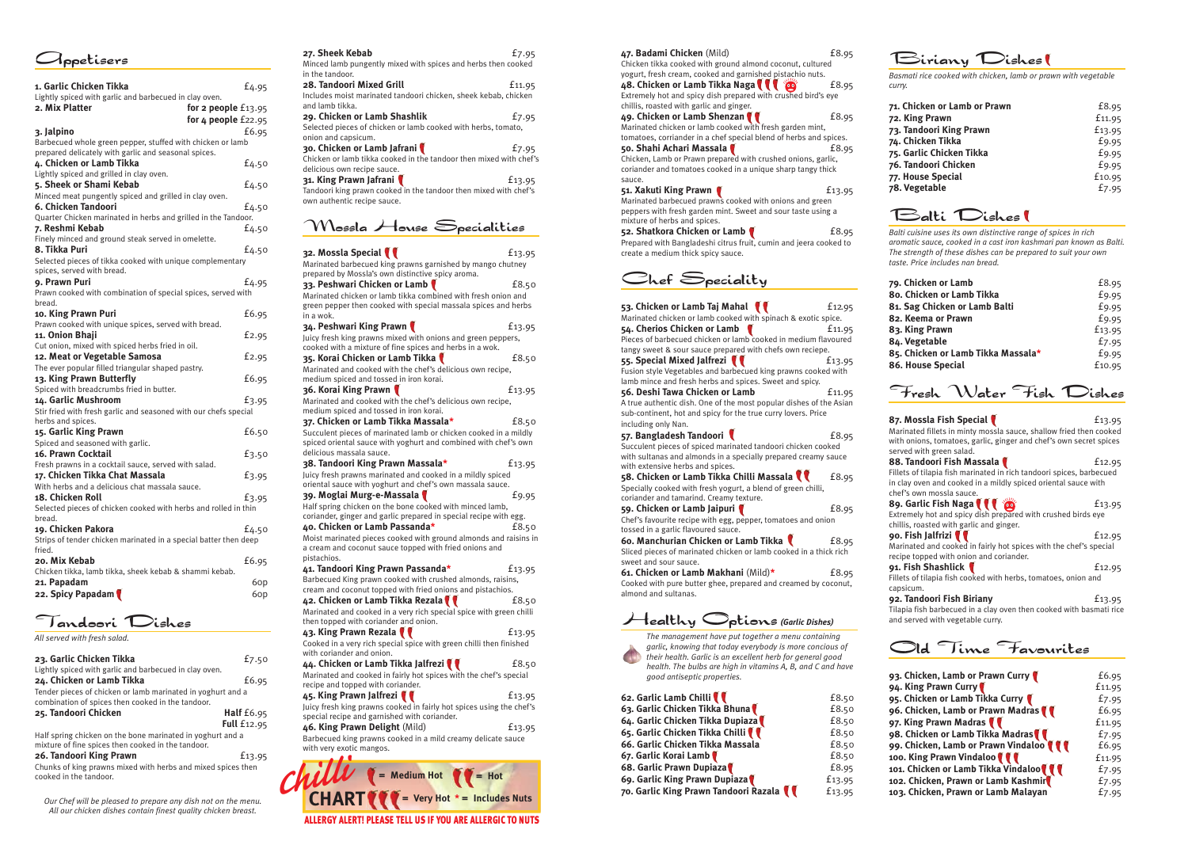## Appetisers

**1. Garlic Chicken Tikka** £4.95
Lightly spiced with garlic and barbecued in clay oven.

**2. Mix Platter** for 2 people £13.95 / for 4 people £22.95

**3. Jalpino** £6.95
Barbecued whole green pepper, stuffed with chicken or lamb prepared delicately with garlic and seasonal spices.

**4. Chicken or Lamb Tikka** £4.50
Lightly spiced and grilled in clay oven.

**5. Sheek or Shami Kebab** £4.50
Minced meat pungently spiced and grilled in clay oven.

**6. Chicken Tandoori** £4.50
Quarter Chicken marinated in herbs and grilled in the Tandoor.

**7. Reshmi Kebab** £4.50
Finely minced and ground steak served in omelette.

**8. Tikka Puri** £4.50
Selected pieces of tikka cooked with unique complementary spices, served with bread.

**9. Prawn Puri** £4.95
Prawn cooked with combination of special spices, served with bread.

**10. King Prawn Puri** £6.95
Prawn cooked with unique spices, served with bread.

**11. Onion Bhaji** £2.95
Cut onion, mixed with spiced herbs fried in oil.

**12. Meat or Vegetable Samosa** £2.95
The ever popular filled triangular shaped pastry.

**13. King Prawn Butterfly** £6.95
Spiced with breadcrumbs fried in butter.

**14. Garlic Mushroom** £3.95
Stir fried with fresh garlic and seasoned with our chefs special herbs and spices.

**15. Garlic King Prawn** £6.50
Spiced and seasoned with garlic.

**16. Prawn Cocktail** £3.50
Fresh prawns in a cocktail sauce, served with salad.

**17. Chicken Tikka Chat Massala** £3.95
With herbs and a delicious chat massala sauce.

**18. Chicken Roll** £3.95
Selected pieces of chicken cooked with herbs and rolled in thin bread.

**19. Chicken Pakora** £4.50
Strips of tender chicken marinated in a special batter then deep fried.

**20. Mix Kebab** £6.95
Chicken tikka, lamb tikka, sheek kebab & shammi kebab.

**21. Papadam** 60p

**22. Spicy Papadam** 🌶 60p

## Tandoori Dishes

*All served with fresh salad.*

**23. Garlic Chicken Tikka** £7.50
Lightly spiced with garlic and barbecued in clay oven.

**24. Chicken or Lamb Tikka** £6.95
Tender pieces of chicken or lamb marinated in yoghurt and a combination of spices then cooked in the tandoor.

**25. Tandoori Chicken** Half £6.95 / Full £12.95
Half spring chicken on the bone marinated in yoghurt and a mixture of fine spices then cooked in the tandoor.

**26. Tandoori King Prawn** £13.95
Chunks of king prawns mixed with herbs and mixed spices then cooked in the tandoor.

*Our Chef will be pleased to prepare any dish not on the menu. All our chicken dishes contain finest quality chicken breast.*

**27. Sheek Kebab** £7.95
Minced lamb pungently mixed with spices and herbs then cooked in the tandoor.

**28. Tandoori Mixed Grill** £11.95
Includes moist marinated tandoori chicken, sheek kebab, chicken and lamb tikka.

**29. Chicken or Lamb Shashlik** £7.95
Selected pieces of chicken or lamb cooked with herbs, tomato, onion and capsicum.

**30. Chicken or Lamb Jafrani** 🌶 £7.95
Chicken or lamb tikka cooked in the tandoor then mixed with chef's delicious own recipe sauce.

**31. King Prawn Jafrani** 🌶 £13.95
Tandoori king prawn cooked in the tandoor then mixed with chef's own authentic recipe sauce.

## Mossla House Specialities

**32. Mossla Special** 🌶🌶 £13.95
Marinated barbecued king prawns garnished by mango chutney prepared by Mossla's own distinctive spicy aroma.

**33. Peshwari Chicken or Lamb** 🌶 £8.50
Marinated chicken or lamb tikka combined with fresh onion and green pepper then cooked with special massala spices and herbs in a wok.

**34. Peshwari King Prawn** 🌶 £13.95
Juicy fresh king prawns mixed with onions and green peppers, cooked with a mixture of fine spices and herbs in a wok.

**35. Korai Chicken or Lamb Tikka** 🌶 £8.50
Marinated and cooked with the chef's delicious own recipe, medium spiced and tossed in iron korai.

**36. Korai King Prawn** 🌶 £13.95
Marinated and cooked with the chef's delicious own recipe, medium spiced and tossed in iron korai.

**37. Chicken or Lamb Tikka Massala*** £8.50
Succulent pieces of marinated lamb or chicken cooked in a mildly spiced oriental sauce with yoghurt and combined with chef's own delicious massala sauce.

**38. Tandoori King Prawn Massala*** £13.95
Juicy fresh prawns marinated and cooked in a mildly spiced oriental sauce with yoghurt and chef's own massala sauce.

**39. Moglai Murg-e-Massala** 🌶 £9.95
Half spring chicken on the bone cooked with minced lamb, coriander, ginger and garlic prepared in special recipe with egg.

**40. Chicken or Lamb Passanda*** £8.50
Moist marinated pieces cooked with ground almonds and raisins in a cream and coconut sauce topped with fried onions and pistachios.

**41. Tandoori King Prawn Passanda*** £13.95
Barbecued King prawn cooked with crushed almonds, raisins, cream and coconut topped with fried onions and pistachios.

**42. Chicken or Lamb Tikka Rezala** 🌶🌶 £8.50
Marinated and cooked in a very rich special spice with green chilli then topped with coriander and onion.

**43. King Prawn Rezala** 🌶🌶 £13.95
Cooked in a very rich special spice with green chilli then finished with coriander and onion.

**44. Chicken or Lamb Tikka Jalfrezi** 🌶🌶 £8.50
Marinated and cooked in fairly hot spices with the chef's special recipe and topped with coriander.

**45. King Prawn Jalfrezi** 🌶🌶 £13.95
Juicy fresh king prawns cooked in fairly hot spices using the chef's special recipe and garnished with coriander.

**46. King Prawn Delight** (Mild) £13.95
Barbecued king prawns cooked in a mild creamy delicate sauce with very exotic mangos.

**Chilli Chart**
🌶 = Medium Hot
🌶🌶 = Hot
🌶🌶🌶 = Very Hot
* = Includes Nuts

**ALLERGY ALERT! PLEASE TELL US IF YOU ARE ALLERGIC TO NUTS**

**47. Badami Chicken** (Mild) £8.95
Chicken tikka cooked with ground almond coconut, cultured yogurt, fresh cream, cooked and garnished pistachio nuts.

**48. Chicken or Lamb Tikka Naga** 🌶🌶🌶 £8.95
Extremely hot and spicy dish prepared with crushed bird's eye chillis, roasted with garlic and ginger.

**49. Chicken or Lamb Shenzan** 🌶🌶 £8.95
Marinated chicken or lamb cooked with fresh garden mint, tomatoes, corriander in a chef special blend of herbs and spices.

**50. Shahi Achari Massala** 🌶 £8.95
Chicken, Lamb or Prawn prepared with crushed onions, garlic, coriander and tomatoes cooked in a unique sharp tangy thick sauce.

**51. Xakuti King Prawn** 🌶 £13.95
Marinated barbecued prawns cooked with onions and green peppers with fresh garden mint. Sweet and sour taste using a mixture of herbs and spices.

**52. Shatkora Chicken or Lamb** 🌶 £8.95
Prepared with Bangladeshi citrus fruit, cumin and jeera cooked to create a medium thick spicy sauce.

## Chef Speciality

**53. Chicken or Lamb Taj Mahal** 🌶🌶 £12.95
Marinated chicken or lamb cooked with spinach & exotic spice.

**54. Cherios Chicken or Lamb** 🌶 £11.95
Pieces of barbecued chicken or lamb cooked in medium flavoured tangy sweet & sour sauce prepared with chefs own reciepe.

**55. Special Mixed Jalfrezi** 🌶🌶 £13.95
Fusion style Vegetables and barbecued king prawns cooked with lamb mince and fresh herbs and spices. Sweet and spicy.

**56. Deshi Tawa Chicken or Lamb** £11.95
A true authentic dish. One of the most popular dishes of the Asian sub-continent, hot and spicy for the true curry lovers. Price including only Nan.

**57. Bangladesh Tandoori** 🌶 £8.95
Succulent pieces of spiced marinated tandoori chicken cooked with sultanas and almonds in a specially prepared creamy sauce with extensive herbs and spices.

**58. Chicken or Lamb Tikka Chilli Massala** 🌶🌶 £8.95
Specially cooked with fresh yogurt, a blend of green chilli, coriander and tamarind. Creamy texture.

**59. Chicken or Lamb Jaipuri** 🌶 £8.95
Chef's favourite recipe with egg, pepper, tomatoes and onion tossed in a garlic flavoured sauce.

**60. Manchurian Chicken or Lamb Tikka** 🌶 £8.95
Sliced pieces of marinated chicken or lamb cooked in a thick rich sweet and sour sauce.

**61. Chicken or Lamb Makhani** (Mild)* £8.95
Cooked with pure butter ghee, prepared and creamed by coconut, almond and sultanas.

## Healthy Options *(Garlic Dishes)*

*The management have put together a menu containing garlic, knowing that today everybody is more concious of their health. Garlic is an excellent herb for general good health. The bulbs are high in vitamins A, B, and C and have good antiseptic properties.*

| | |
|---|---|
| **62. Garlic Lamb Chilli** 🌶🌶 | £8.50 |
| **63. Garlic Chicken Tikka Bhuna** 🌶 | £8.50 |
| **64. Garlic Chicken Tikka Dupiaza** 🌶 | £8.50 |
| **65. Garlic Chicken Tikka Chilli** 🌶🌶 | £8.50 |
| **66. Garlic Chicken Tikka Massala** | £8.50 |
| **67. Garlic Korai Lamb** 🌶 | £8.50 |
| **68. Garlic Prawn Dupiaza** 🌶 | £8.95 |
| **69. Garlic King Prawn Dupiaza** 🌶 | £13.95 |
| **70. Garlic King Prawn Tandoori Razala** 🌶🌶 | £13.95 |

## Biriany Dishes 🌶

*Basmati rice cooked with chicken, lamb or prawn with vegetable curry.*

| | |
|---|---|
| **71. Chicken or Lamb or Prawn** | £8.95 |
| **72. King Prawn** | £11.95 |
| **73. Tandoori King Prawn** | £13.95 |
| **74. Chicken Tikka** | £9.95 |
| **75. Garlic Chicken Tikka** | £9.95 |
| **76. Tandoori Chicken** | £9.95 |
| **77. House Special** | £10.95 |
| **78. Vegetable** | £7.95 |

## Balti Dishes 🌶

*Balti cuisine uses its own distinctive range of spices in rich aromatic sauce, cooked in a cast iron kashmari pan known as Balti. The strength of these dishes can be prepared to suit your own taste. Price includes nan bread.*

| | |
|---|---|
| **79. Chicken or Lamb** | £8.95 |
| **80. Chicken or Lamb Tikka** | £9.95 |
| **81. Sag Chicken or Lamb Balti** | £9.95 |
| **82. Keema or Prawn** | £9.95 |
| **83. King Prawn** | £13.95 |
| **84. Vegetable** | £7.95 |
| **85. Chicken or Lamb Tikka Massala*** | £9.95 |
| **86. House Special** | £10.95 |

## Fresh Water Fish Dishes

**87. Mossla Fish Special** 🌶 £13.95
Marinated fillets in minty mossla sauce, shallow fried then cooked with onions, tomatoes, garlic, ginger and chef's own secret spices served with green salad.

**88. Tandoori Fish Massala** 🌶 £12.95
Fillets of tilapia fish marinated in rich tandoori spices, barbecued in clay oven and cooked in a mildly spiced oriental sauce with chef's own mossla sauce.

**89. Garlic Fish Naga** 🌶🌶🌶 £13.95
Extremely hot and spicy dish prepared with crushed birds eye chillis, roasted with garlic and ginger.

**90. Fish Jalfrizi** 🌶🌶 £12.95
Marinated and cooked in fairly hot spices with the chef's special recipe topped with onion and coriander.

**91. Fish Shashlick** 🌶 £12.95
Fillets of tilapia fish cooked with herbs, tomatoes, onion and capsicum.

**92. Tandoori Fish Biriany** £13.95
Tilapia fish barbecued in a clay oven then cooked with basmati rice and served with vegetable curry.

## Old Time Favourites

| | |
|---|---|
| **93. Chicken, Lamb or Prawn Curry** 🌶 | £6.95 |
| **94. King Prawn Curry** 🌶 | £11.95 |
| **95. Chicken or Lamb Tikka Curry** 🌶 | £7.95 |
| **96. Chicken, Lamb or Prawn Madras** 🌶🌶 | £6.95 |
| **97. King Prawn Madras** 🌶🌶 | £11.95 |
| **98. Chicken or Lamb Tikka Madras** 🌶🌶 | £7.95 |
| **99. Chicken, Lamb or Prawn Vindaloo** 🌶🌶🌶 | £6.95 |
| **100. King Prawn Vindaloo** 🌶🌶🌶 | £11.95 |
| **101. Chicken or Lamb Tikka Vindaloo** 🌶🌶🌶 | £7.95 |
| **102. Chicken, Prawn or Lamb Kashmir** 🌶 | £7.95 |
| **103. Chicken, Prawn or Lamb Malayan** | £7.95 |